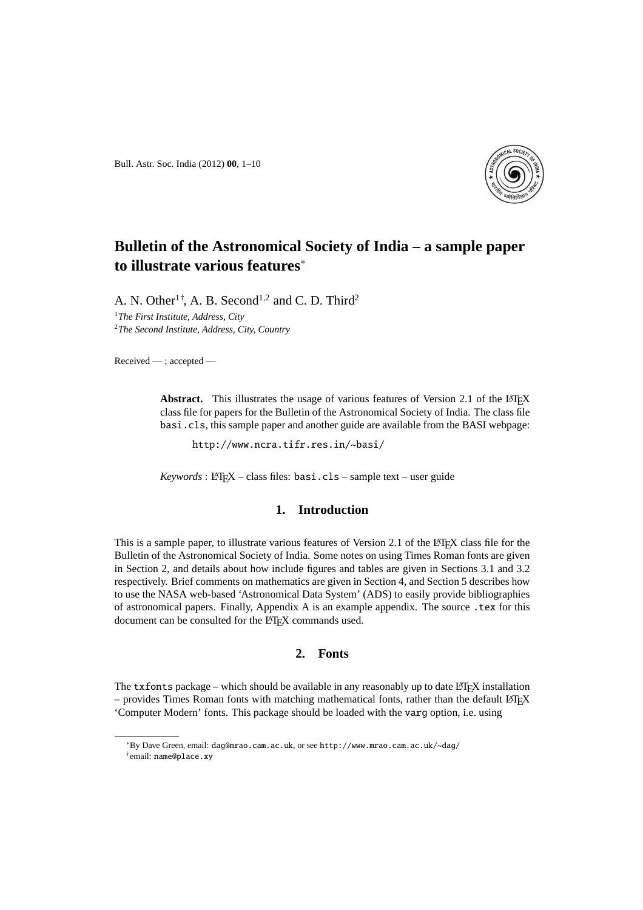# Bulletin of the Astronomical Society of India – a sample paper to illustrate various features*

A. N. Other[1†], A. B. Second[1,2] and C. D. Third[2]

[1]*The First Institute, Address, City*
[2]*The Second Institute, Address, City, Country*

Received — ; accepted —

**Abstract.** This illustrates the usage of various features of Version 2.1 of the LaTeX class file for papers for the Bulletin of the Astronomical Society of India. The class file `basi.cls`, this sample paper and another guide are available from the BASI webpage:

`http://www.ncra.tifr.res.in/~basi/`

*Keywords* : LaTeX – class files: `basi.cls` – sample text – user guide

## 1. Introduction

This is a sample paper, to illustrate various features of Version 2.1 of the LaTeX class file for the Bulletin of the Astronomical Society of India. Some notes on using Times Roman fonts are given in Section 2, and details about how include figures and tables are given in Sections 3.1 and 3.2 respectively. Brief comments on mathematics are given in Section 4, and Section 5 describes how to use the NASA web-based 'Astronomical Data System' (ADS) to easily provide bibliographies of astronomical papers. Finally, Appendix A is an example appendix. The source `.tex` for this document can be consulted for the LaTeX commands used.

## 2. Fonts

The `txfonts` package – which should be available in any reasonably up to date LaTeX installation – provides Times Roman fonts with matching mathematical fonts, rather than the default LaTeX 'Computer Modern' fonts. This package should be loaded with the `varg` option, i.e. using

---

*By Dave Green, email: `dag@mrao.cam.ac.uk`, or see `http://www.mrao.cam.ac.uk/~dag/`

†email: `name@place.xy`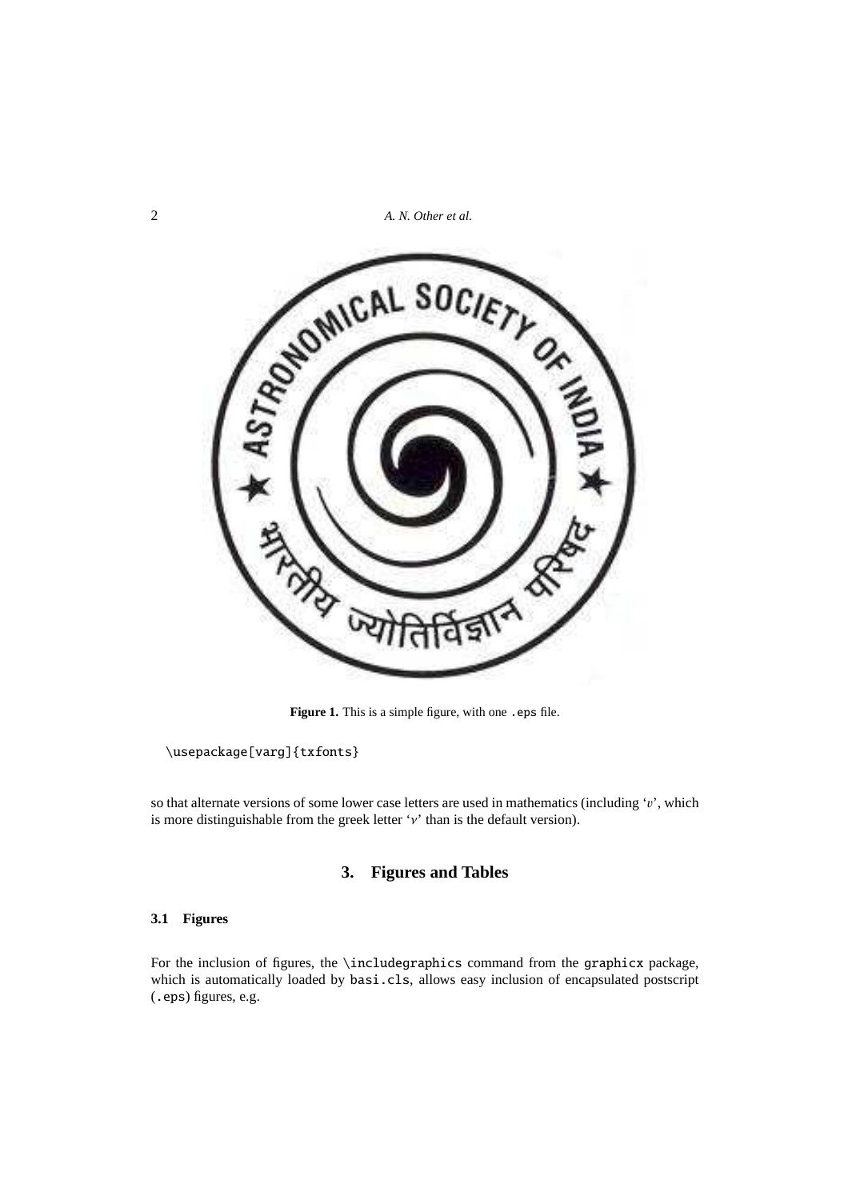**Figure 1.** This is a simple figure, with one `.eps` file.

```
\usepackage[varg]{txfonts}
```

so that alternate versions of some lower case letters are used in mathematics (including '$v$', which is more distinguishable from the greek letter '$\nu$' than is the default version).

## 3. Figures and Tables

### 3.1 Figures

For the inclusion of figures, the `\includegraphics` command from the `graphicx` package, which is automatically loaded by `basi.cls`, allows easy inclusion of encapsulated postscript (`.eps`) figures, e.g.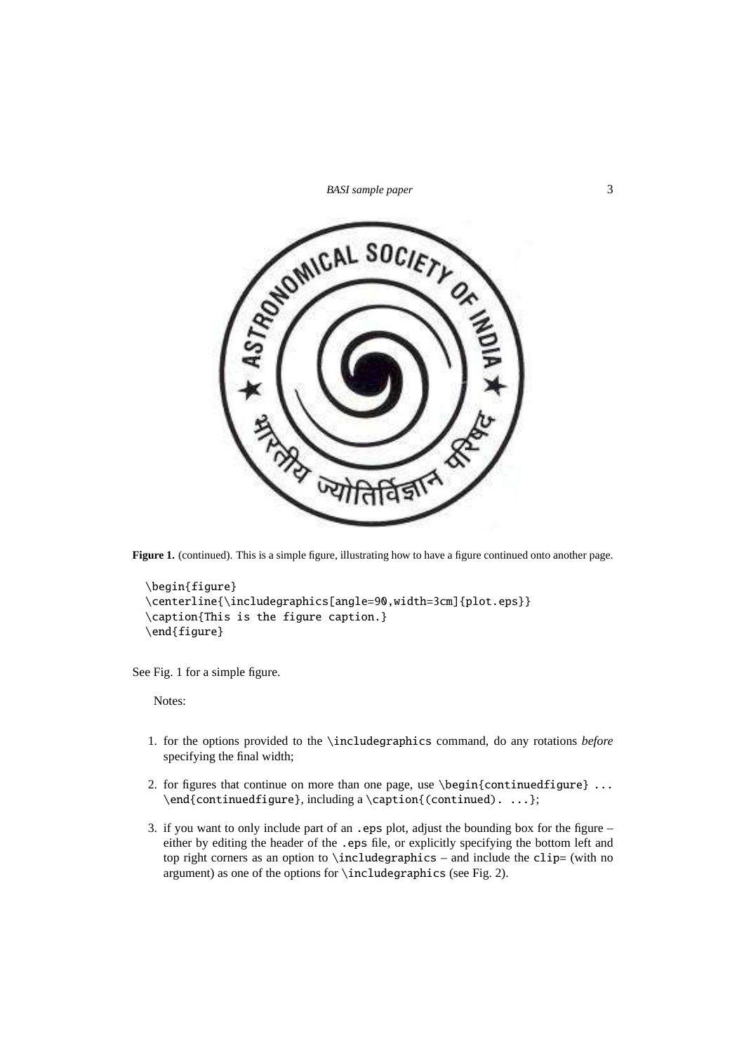**Figure 1.** (continued). This is a simple figure, illustrating how to have a figure continued onto another page.

```
\begin{figure}
\centerline{\includegraphics[angle=90,width=3cm]{plot.eps}}
\caption{This is the figure caption.}
\end{figure}
```

See Fig. 1 for a simple figure.

Notes:

1. for the options provided to the `\includegraphics` command, do any rotations *before* specifying the final width;
2. for figures that continue on more than one page, use `\begin{continuedfigure} ... \end{continuedfigure}`, including a `\caption{(continued). ...}`;
3. if you want to only include part of an `.eps` plot, adjust the bounding box for the figure – either by editing the header of the `.eps` file, or explicitly specifying the bottom left and top right corners as an option to `\includegraphics` – and include the `clip=` (with no argument) as one of the options for `\includegraphics` (see Fig. 2).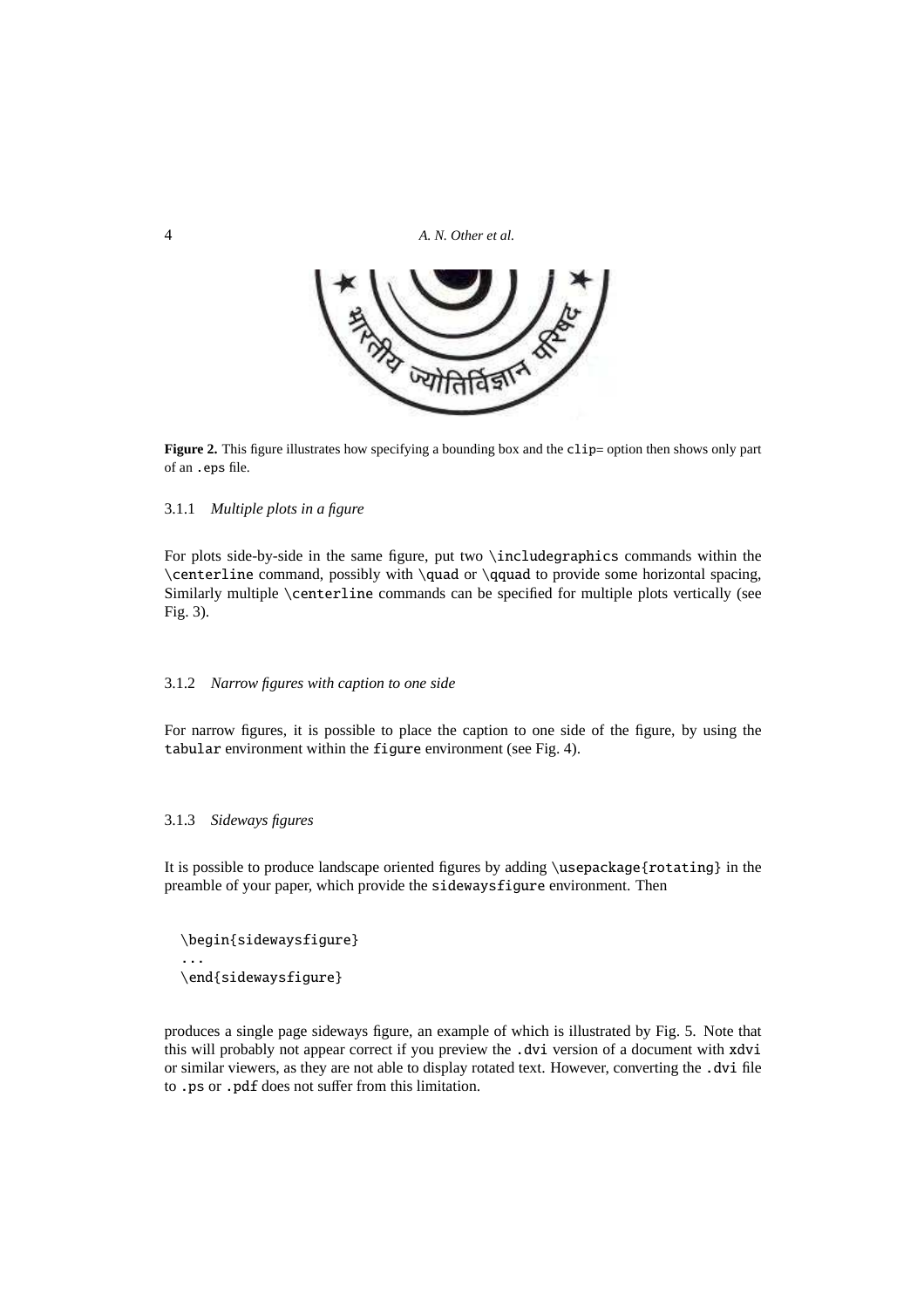**Figure 2.** This figure illustrates how specifying a bounding box and the `clip=` option then shows only part of an `.eps` file.

### 3.1.1 *Multiple plots in a figure*

For plots side-by-side in the same figure, put two `\includegraphics` commands within the `\centerline` command, possibly with `\quad` or `\qquad` to provide some horizontal spacing, Similarly multiple `\centerline` commands can be specified for multiple plots vertically (see Fig. 3).

### 3.1.2 *Narrow figures with caption to one side*

For narrow figures, it is possible to place the caption to one side of the figure, by using the `tabular` environment within the `figure` environment (see Fig. 4).

### 3.1.3 *Sideways figures*

It is possible to produce landscape oriented figures by adding `\usepackage{rotating}` in the preamble of your paper, which provide the `sidewaysfigure` environment. Then

```
\begin{sidewaysfigure}
...
\end{sidewaysfigure}
```

produces a single page sideways figure, an example of which is illustrated by Fig. 5. Note that this will probably not appear correct if you preview the `.dvi` version of a document with `xdvi` or similar viewers, as they are not able to display rotated text. However, converting the `.dvi` file to `.ps` or `.pdf` does not suffer from this limitation.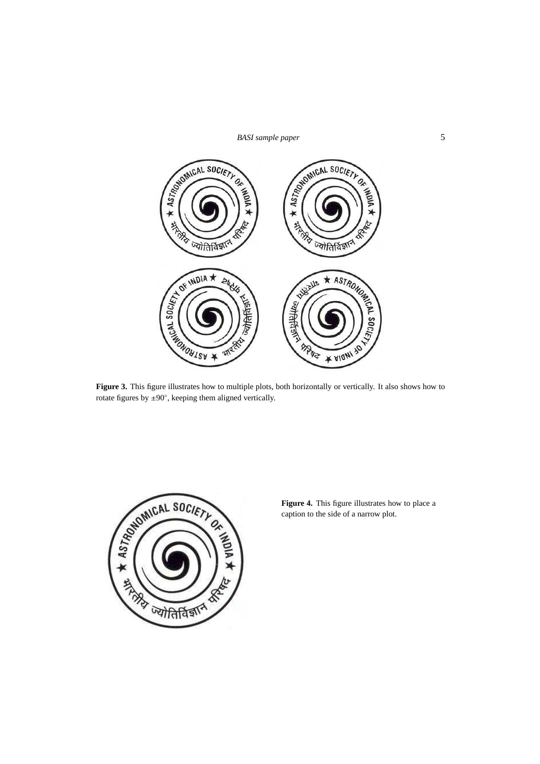**Figure 3.** This figure illustrates how to multiple plots, both horizontally or vertically. It also shows how to rotate figures by $\pm 90^{\circ}$, keeping them aligned vertically.

**Figure 4.** This figure illustrates how to place a caption to the side of a narrow plot.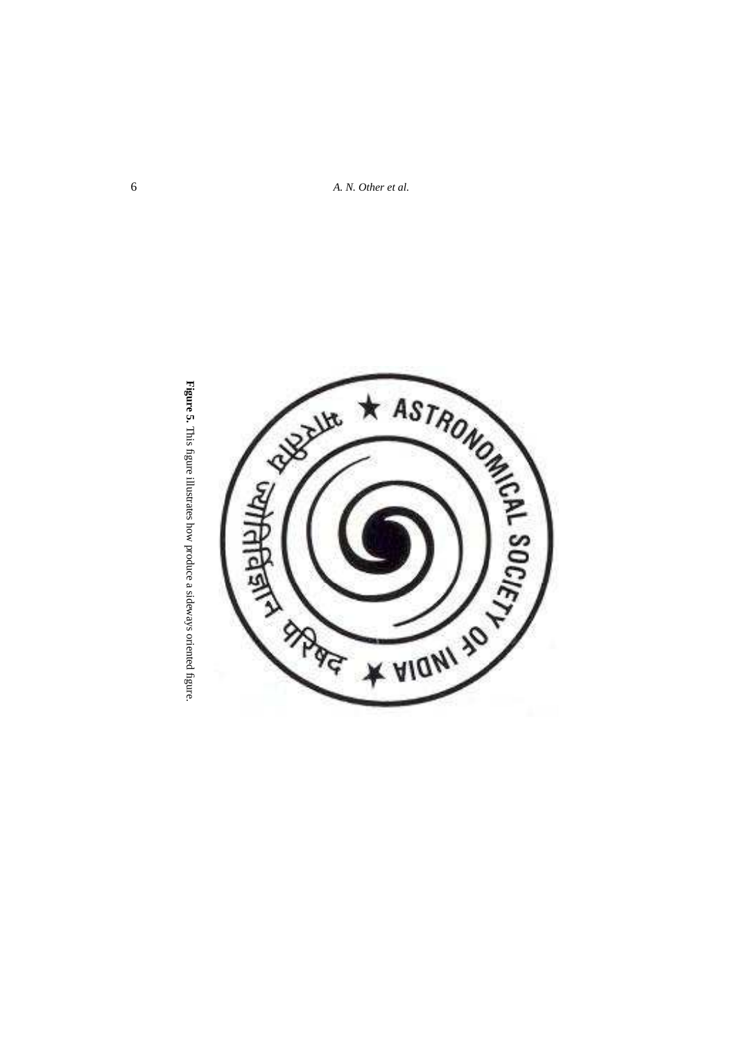**Figure 5.** This figure illustrates how produce a sideways oriented figure.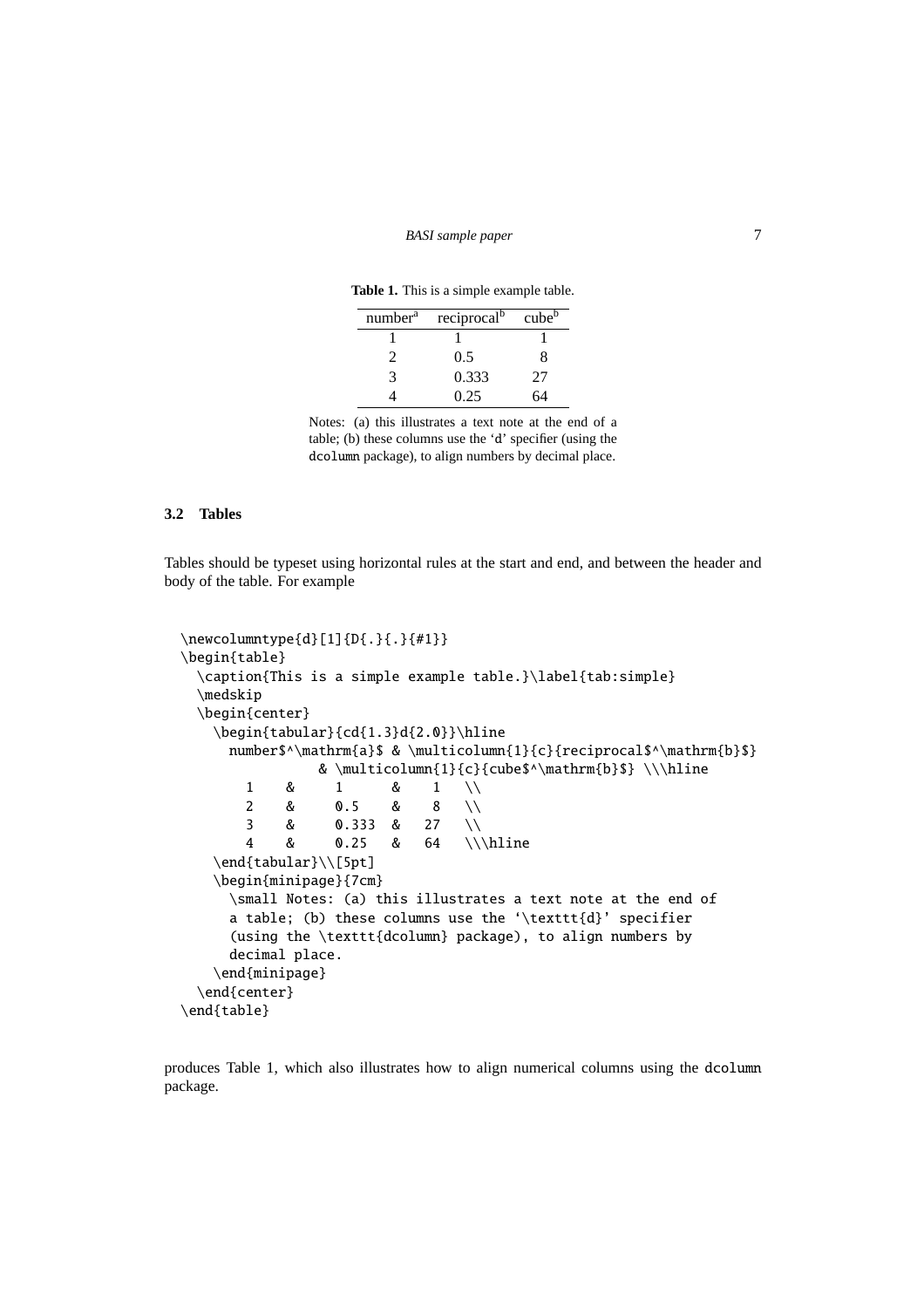**Table 1.** This is a simple example table.

| number[a] | reciprocal[b] | cube[b] |
|---|---|---|
| 1 | 1 | 1 |
| 2 | 0.5 | 8 |
| 3 | 0.333 | 27 |
| 4 | 0.25 | 64 |

Notes: (a) this illustrates a text note at the end of a table; (b) these columns use the ‘d’ specifier (using the dcolumn package), to align numbers by decimal place.

### 3.2 Tables

Tables should be typeset using horizontal rules at the start and end, and between the header and body of the table. For example

```
\newcolumntype{d}[1]{D{.}{.}{#1}}
\begin{table}
  \caption{This is a simple example table.}\label{tab:simple}
  \medskip
  \begin{center}
    \begin{tabular}{cd{1.3}d{2.0}}\hline
      number$^\mathrm{a}$ & \multicolumn{1}{c}{reciprocal$^\mathrm{b}$}
               & \multicolumn{1}{c}{cube$^\mathrm{b}$} \\\hline
        1    &     1      &    1   \\
        2    &     0.5    &    8   \\
        3    &     0.333  &   27   \\
        4    &     0.25   &   64   \\\hline
    \end{tabular}\\[5pt]
    \begin{minipage}{7cm}
      \small Notes: (a) this illustrates a text note at the end of
      a table; (b) these columns use the ‘\texttt{d}’ specifier
      (using the \texttt{dcolumn} package), to align numbers by
      decimal place.
    \end{minipage}
  \end{center}
\end{table}
```

produces Table 1, which also illustrates how to align numerical columns using the dcolumn package.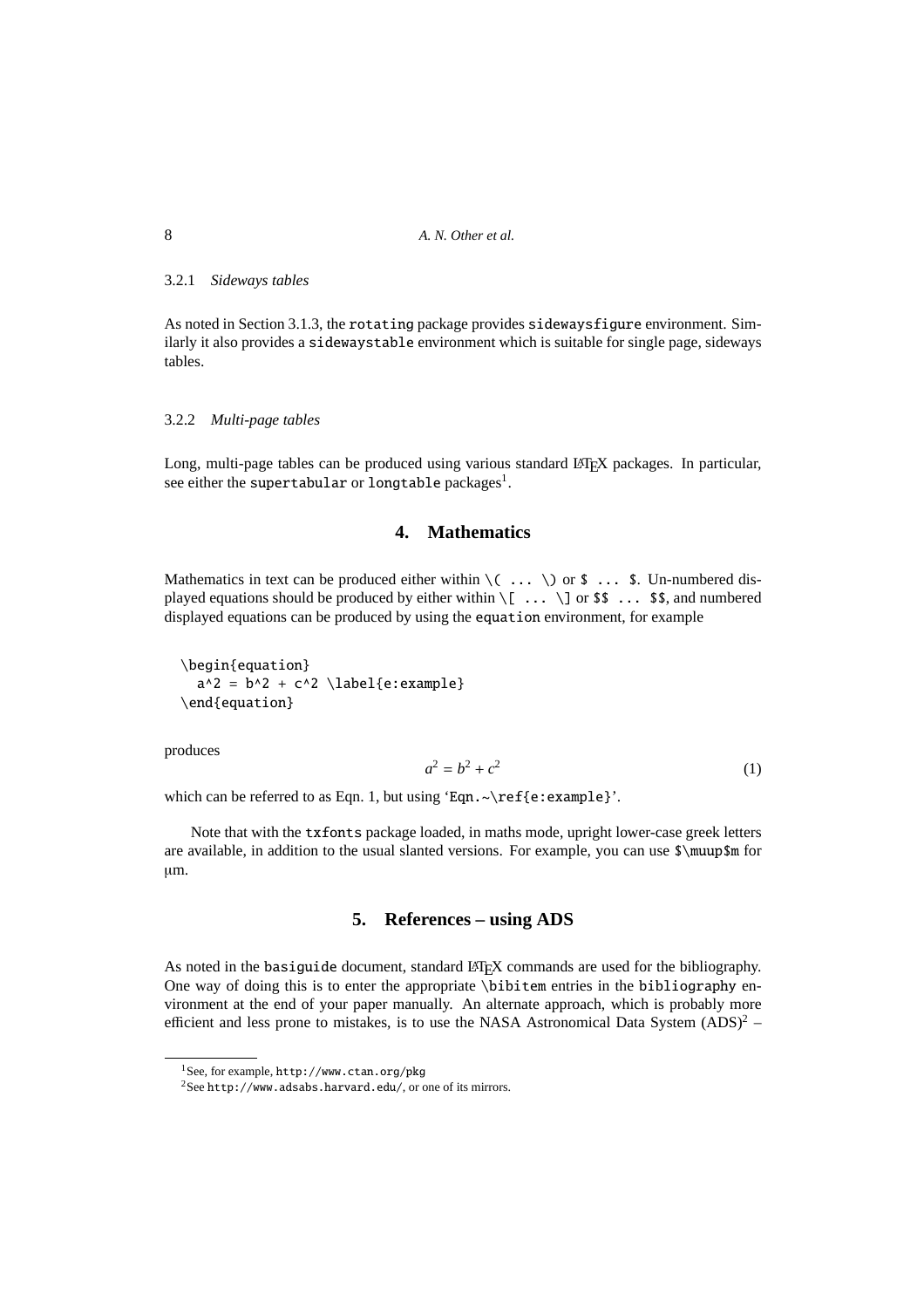### 3.2.1 *Sideways tables*

As noted in Section 3.1.3, the `rotating` package provides `sidewaysfigure` environment. Similarly it also provides a `sidewaystable` environment which is suitable for single page, sideways tables.

### 3.2.2 *Multi-page tables*

Long, multi-page tables can be produced using various standard LaTeX packages. In particular, see either the `supertabular` or `longtable` packages[1].

## 4. Mathematics

Mathematics in text can be produced either within `\( ... \)` or `$ ... $`. Un-numbered displayed equations should be produced by either within `\[ ... \]` or `$$ ... $$`, and numbered displayed equations can be produced by using the `equation` environment, for example

```
\begin{equation}
  a^2 = b^2 + c^2 \label{e:example}
\end{equation}
```

produces

$$a^2 = b^2 + c^2 \tag{1}$$

which can be referred to as Eqn. 1, but using '`Eqn.~\ref{e:example}`'.

Note that with the `txfonts` package loaded, in maths mode, upright lower-case greek letters are available, in addition to the usual slanted versions. For example, you can use `$\muup$m` for μm.

## 5. References – using ADS

As noted in the `basiguide` document, standard LaTeX commands are used for the bibliography. One way of doing this is to enter the appropriate `\bibitem` entries in the `bibliography` environment at the end of your paper manually. An alternate approach, which is probably more efficient and less prone to mistakes, is to use the NASA Astronomical Data System (ADS)[2] –

---

[1] See, for example, `http://www.ctan.org/pkg`

[2] See `http://www.adsabs.harvard.edu/`, or one of its mirrors.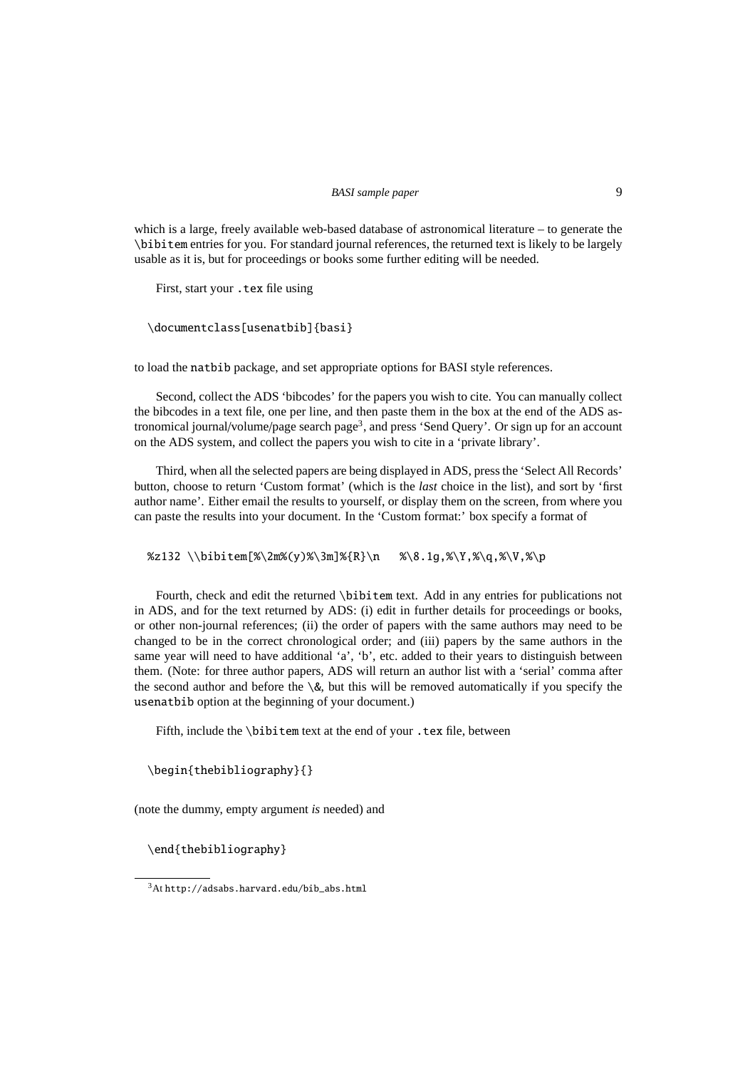which is a large, freely available web-based database of astronomical literature – to generate the `\bibitem` entries for you. For standard journal references, the returned text is likely to be largely usable as it is, but for proceedings or books some further editing will be needed.

First, start your `.tex` file using

```
\documentclass[usenatbib]{basi}
```

to load the `natbib` package, and set appropriate options for BASI style references.

Second, collect the ADS 'bibcodes' for the papers you wish to cite. You can manually collect the bibcodes in a text file, one per line, and then paste them in the box at the end of the ADS astronomical journal/volume/page search page[3], and press 'Send Query'. Or sign up for an account on the ADS system, and collect the papers you wish to cite in a 'private library'.

Third, when all the selected papers are being displayed in ADS, press the 'Select All Records' button, choose to return 'Custom format' (which is the *last* choice in the list), and sort by 'first author name'. Either email the results to yourself, or display them on the screen, from where you can paste the results into your document. In the 'Custom format:' box specify a format of

```
%z132 \\bibitem[%\2m%(y)%\3m]%{R}\n   %\8.1g,%\Y,%\q,%\V,%\p
```

Fourth, check and edit the returned `\bibitem` text. Add in any entries for publications not in ADS, and for the text returned by ADS: (i) edit in further details for proceedings or books, or other non-journal references; (ii) the order of papers with the same authors may need to be changed to be in the correct chronological order; and (iii) papers by the same authors in the same year will need to have additional 'a', 'b', etc. added to their years to distinguish between them. (Note: for three author papers, ADS will return an author list with a 'serial' comma after the second author and before the `\&`, but this will be removed automatically if you specify the `usenatbib` option at the beginning of your document.)

Fifth, include the `\bibitem` text at the end of your `.tex` file, between

```
\begin{thebibliography}{}
```

(note the dummy, empty argument *is* needed) and

```
\end{thebibliography}
```

[3] At `http://adsabs.harvard.edu/bib_abs.html`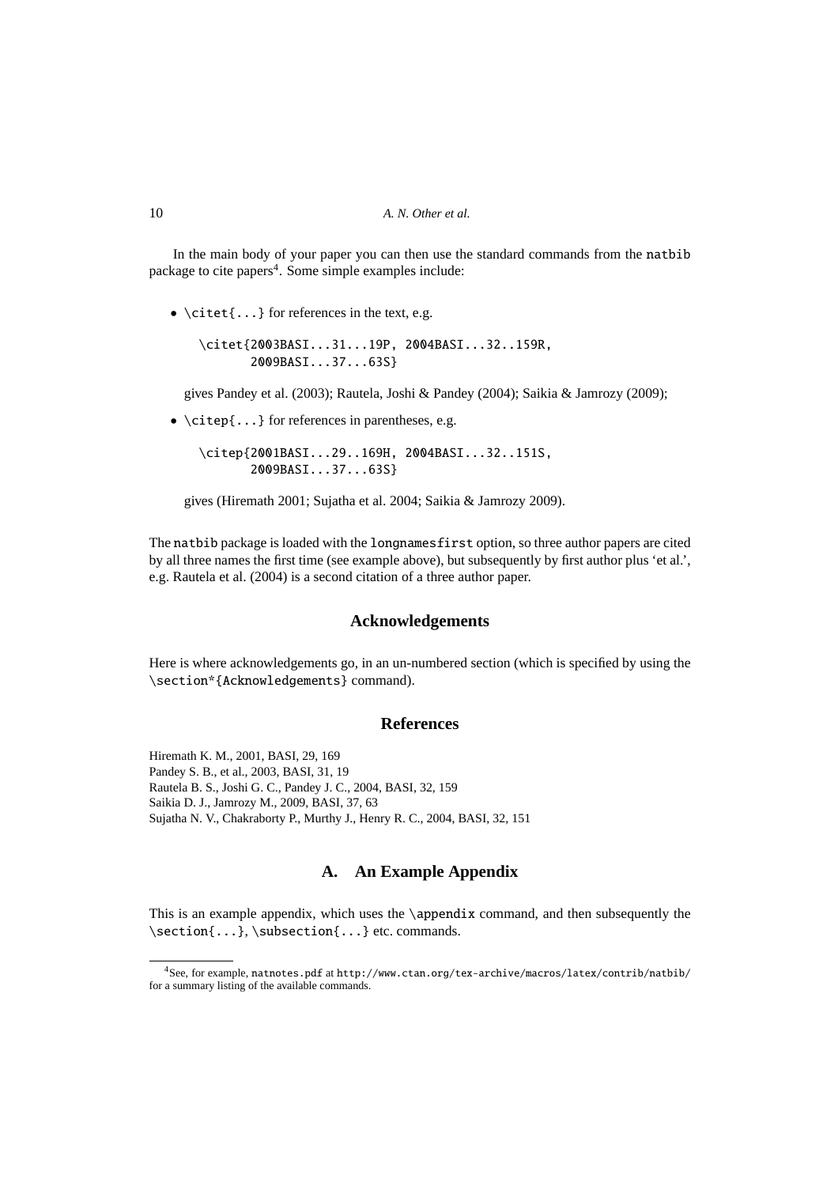In the main body of your paper you can then use the standard commands from the `natbib` package to cite papers[4]. Some simple examples include:

- `\citet{...}` for references in the text, e.g.

```
\citet{2003BASI...31...19P, 2004BASI...32..159R,
       2009BASI...37...63S}
```

  gives Pandey et al. (2003); Rautela, Joshi & Pandey (2004); Saikia & Jamrozy (2009);

- `\citep{...}` for references in parentheses, e.g.

```
\citep{2001BASI...29..169H, 2004BASI...32..151S,
       2009BASI...37...63S}
```

  gives (Hiremath 2001; Sujatha et al. 2004; Saikia & Jamrozy 2009).

The `natbib` package is loaded with the `longnamesfirst` option, so three author papers are cited by all three names the first time (see example above), but subsequently by first author plus 'et al.', e.g. Rautela et al. (2004) is a second citation of a three author paper.

## Acknowledgements

Here is where acknowledgements go, in an un-numbered section (which is specified by using the `\section*{Acknowledgements}` command).

## References

Hiremath K. M., 2001, BASI, 29, 169
Pandey S. B., et al., 2003, BASI, 31, 19
Rautela B. S., Joshi G. C., Pandey J. C., 2004, BASI, 32, 159
Saikia D. J., Jamrozy M., 2009, BASI, 37, 63
Sujatha N. V., Chakraborty P., Murthy J., Henry R. C., 2004, BASI, 32, 151

## A. An Example Appendix

This is an example appendix, which uses the `\appendix` command, and then subsequently the `\section{...}`, `\subsection{...}` etc. commands.

---

[4]See, for example, `natnotes.pdf` at `http://www.ctan.org/tex-archive/macros/latex/contrib/natbib/` for a summary listing of the available commands.